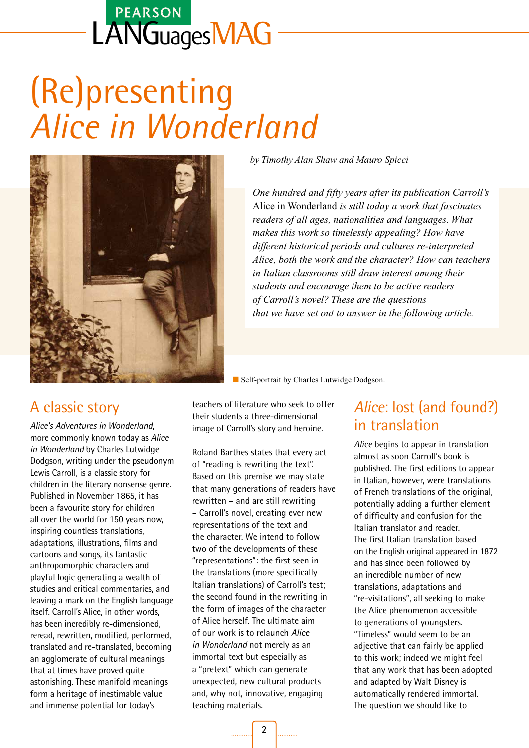# (Re)presenting *Alice in Wonderland*

*by Timothy Alan Shaw and Mauro Spicci*

*One hundred and fifty years after its publication Carroll's* Alice in Wonderland *is still today a work that fascinates readers of all ages, nationalities and languages. What makes this work so timelessly appealing? How have different historical periods and cultures re-interpreted Alice, both the work and the character? How can teachers in Italian classrooms still draw interest among their students and encourage them to be active readers of Carroll's novel? These are the questions that we have set out to answer in the following article.*

Self-portrait by Charles Lutwidge Dodgson.

## A classic story

*Alice's Adventures in Wonderland*, more commonly known today as *Alice in Wonderland* by Charles Lutwidge Dodgson, writing under the pseudonym Lewis Carroll, is a classic story for children in the literary nonsense genre. Published in November 1865, it has been a favourite story for children all over the world for 150 years now, inspiring countless translations, adaptations, illustrations, films and cartoons and songs, its fantastic anthropomorphic characters and playful logic generating a wealth of studies and critical commentaries, and leaving a mark on the English language itself. Carroll's Alice, in other words, has been incredibly re-dimensioned, reread, rewritten, modified, performed, translated and re-translated, becoming an agglomerate of cultural meanings that at times have proved quite astonishing. These manifold meanings form a heritage of inestimable value and immense potential for today's teachers of literature who seek to offer their students a three-dimensional image of Carroll's story and heroine.

Roland Barthes states that every act of "reading is rewriting the text". Based on this premise we may state that many generations of readers have rewritten – and are still rewriting – Carroll's novel, creating ever new representations of the text and the character. We intend to follow two of the developments of these "representations": the first seen in the translations (more specifically Italian translations) of Carroll's test; the second found in the rewriting in the form of images of the character of Alice herself. The ultimate aim of our work is to relaunch *Alice in Wonderland* not merely as an immortal text but especially as a "pretext" which can generate unexpected, new cultural products and, why not, innovative, engaging teaching materials.

## *Alice*: lost (and found?) in translation

*Alice* begins to appear in translation almost as soon Carroll's book is published. The first editions to appear in Italian, however, were translations of French translations of the original, potentially adding a further element of difficulty and confusion for the Italian translator and reader.
The first Italian translation based on the English original appeared in 1872 and has since been followed by an incredible number of new translations, adaptations and "re-visitations", all seeking to make the Alice phenomenon accessible to generations of youngsters.
"Timeless" would seem to be an adjective that can fairly be applied to this work; indeed we might feel that any work that has been adopted and adapted by Walt Disney is automatically rendered immortal.
The question we should like to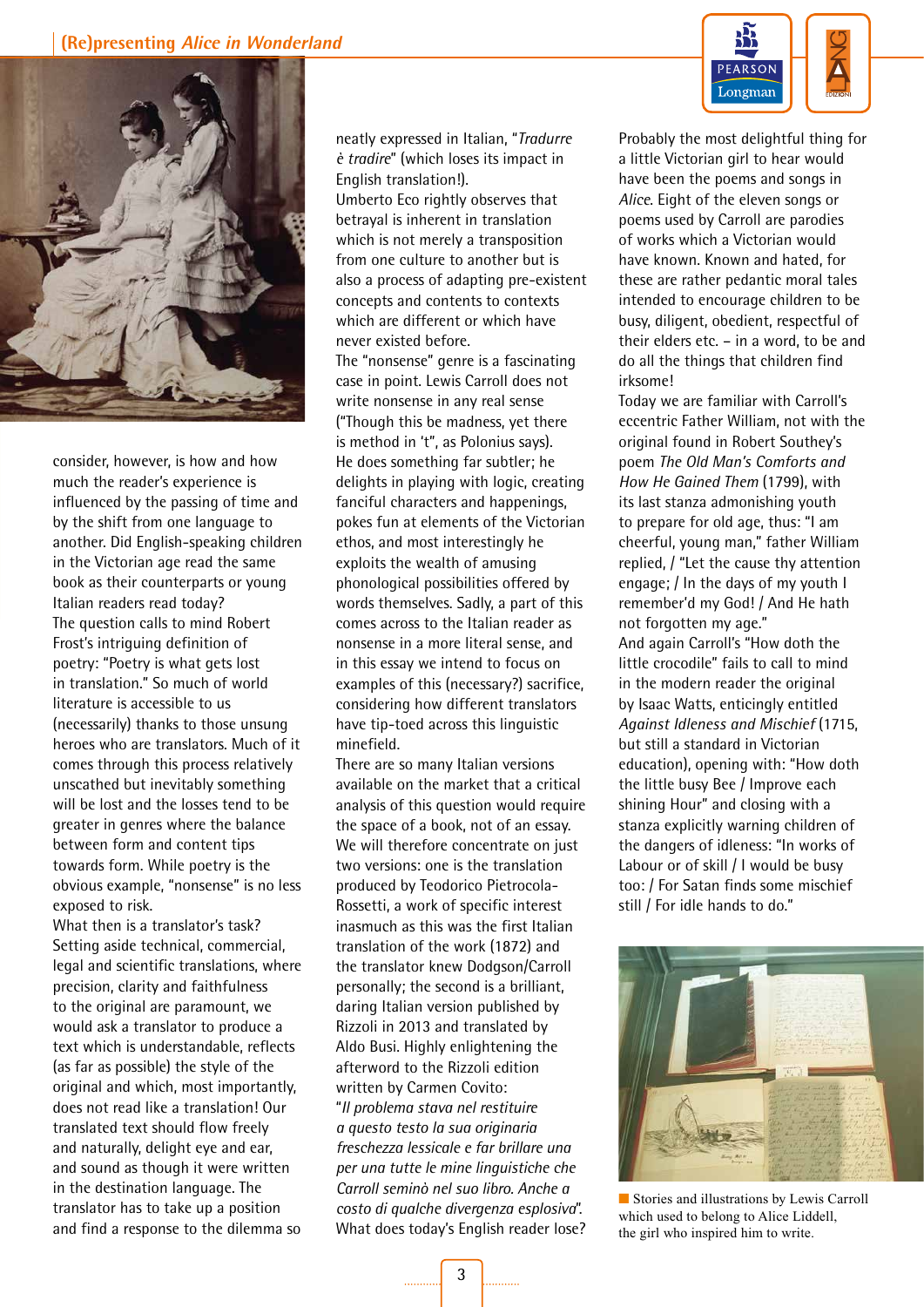consider, however, is how and how much the reader's experience is influenced by the passing of time and by the shift from one language to another. Did English-speaking children in the Victorian age read the same book as their counterparts or young Italian readers read today?

The question calls to mind Robert Frost's intriguing definition of poetry: "Poetry is what gets lost in translation." So much of world literature is accessible to us (necessarily) thanks to those unsung heroes who are translators. Much of it comes through this process relatively unscathed but inevitably something will be lost and the losses tend to be greater in genres where the balance between form and content tips towards form. While poetry is the obvious example, "nonsense" is no less exposed to risk.

What then is a translator's task? Setting aside technical, commercial, legal and scientific translations, where precision, clarity and faithfulness to the original are paramount, we would ask a translator to produce a text which is understandable, reflects (as far as possible) the style of the original and which, most importantly, does not read like a translation! Our translated text should flow freely and naturally, delight eye and ear, and sound as though it were written in the destination language. The translator has to take up a position and find a response to the dilemma so neatly expressed in Italian, "*Tradurre è tradire*" (which loses its impact in English translation!).

Umberto Eco rightly observes that betrayal is inherent in translation which is not merely a transposition from one culture to another but is also a process of adapting pre-existent concepts and contents to contexts which are different or which have never existed before.

The "nonsense" genre is a fascinating case in point. Lewis Carroll does not write nonsense in any real sense ("Though this be madness, yet there is method in 't", as Polonius says). He does something far subtler; he delights in playing with logic, creating fanciful characters and happenings, pokes fun at elements of the Victorian ethos, and most interestingly he exploits the wealth of amusing phonological possibilities offered by words themselves. Sadly, a part of this comes across to the Italian reader as nonsense in a more literal sense, and in this essay we intend to focus on examples of this (necessary?) sacrifice, considering how different translators have tip-toed across this linguistic minefield.

There are so many Italian versions available on the market that a critical analysis of this question would require the space of a book, not of an essay. We will therefore concentrate on just two versions: one is the translation produced by Teodorico Pietrocola-Rossetti, a work of specific interest inasmuch as this was the first Italian translation of the work (1872) and the translator knew Dodgson/Carroll personally; the second is a brilliant, daring Italian version published by Rizzoli in 2013 and translated by Aldo Busi. Highly enlightening the afterword to the Rizzoli edition written by Carmen Covito:

"*Il problema stava nel restituire a questo testo la sua originaria freschezza lessicale e far brillare una per una tutte le mine linguistiche che Carroll seminò nel suo libro. Anche a costo di qualche divergenza esplosiva*".

What does today's English reader lose?

Probably the most delightful thing for a little Victorian girl to hear would have been the poems and songs in *Alice*. Eight of the eleven songs or poems used by Carroll are parodies of works which a Victorian would have known. Known and hated, for these are rather pedantic moral tales intended to encourage children to be busy, diligent, obedient, respectful of their elders etc. – in a word, to be and do all the things that children find irksome!

Today we are familiar with Carroll's eccentric Father William, not with the original found in Robert Southey's poem *The Old Man's Comforts and How He Gained Them* (1799), with its last stanza admonishing youth to prepare for old age, thus: "I am cheerful, young man," father William replied, / "Let the cause thy attention engage; / In the days of my youth I remember'd my God! / And He hath not forgotten my age."

And again Carroll's "How doth the little crocodile" fails to call to mind in the modern reader the original by Isaac Watts, enticingly entitled *Against Idleness and Mischief* (1715, but still a standard in Victorian education), opening with: "How doth the little busy Bee / Improve each shining Hour" and closing with a stanza explicitly warning children of the dangers of idleness: "In works of Labour or of skill / I would be busy too: / For Satan finds some mischief still / For idle hands to do."

Stories and illustrations by Lewis Carroll which used to belong to Alice Liddell, the girl who inspired him to write.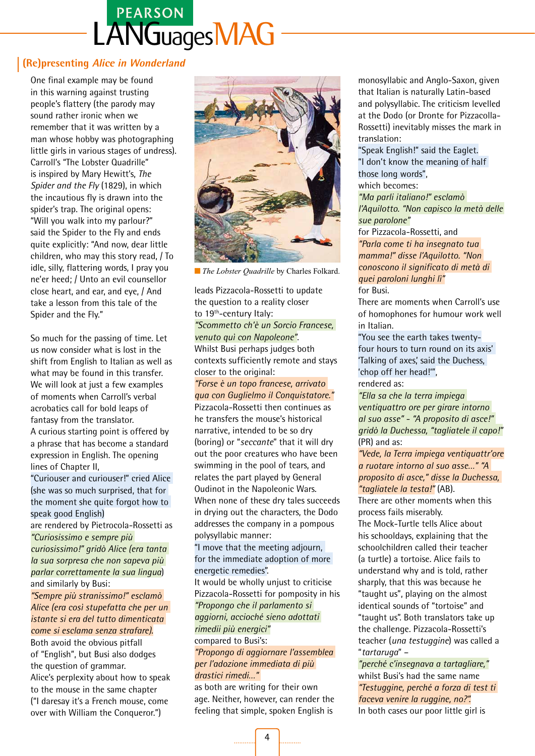## (Re)presenting *Alice in Wonderland*

One final example may be found in this warning against trusting people's flattery (the parody may sound rather ironic when we remember that it was written by a man whose hobby was photographing little girls in various stages of undress). Carroll's "The Lobster Quadrille" is inspired by Mary Hewitt's, *The Spider and the Fly* (1829), in which the incautious fly is drawn into the spider's trap. The original opens: "Will you walk into my parlour?" said the Spider to the Fly and ends quite explicitly: "And now, dear little children, who may this story read, / To idle, silly, flattering words, I pray you ne'er heed; / Unto an evil counsellor close heart, and ear, and eye, / And take a lesson from this tale of the Spider and the Fly."

So much for the passing of time. Let us now consider what is lost in the shift from English to Italian as well as what may be found in this transfer. We will look at just a few examples of moments when Carroll's verbal acrobatics call for bold leaps of fantasy from the translator.

A curious starting point is offered by a phrase that has become a standard expression in English. The opening lines of Chapter II,

"Curiouser and curiouser!" cried Alice (she was so much surprised, that for the moment she quite forgot how to speak good English)

are rendered by Pietrocola-Rossetti as

*"Curiosissimo e sempre più curiosissimo!" gridò Alice (era tanta la sua sorpresa che non sapeva più parlar correttamente la sua lingua*)

and similarly by Busi:

*"Sempre più stranissimo!" esclamò Alice (era così stupefatta che per un istante si era del tutto dimenticata come si esclama senza strafare).*

Both avoid the obvious pitfall of "English", but Busi also dodges the question of grammar.

Alice's perplexity about how to speak to the mouse in the same chapter ("I daresay it's a French mouse, come over with William the Conqueror.")

*The Lobster Quadrille* by Charles Folkard.

leads Pizzacola-Rossetti to update the question to a reality closer to 19th-century Italy:

*"Scommetto ch'è un Sorcio Francese, venuto qui con Napoleone"*.

Whilst Busi perhaps judges both contexts sufficiently remote and stays closer to the original:

*"Forse è un topo francese, arrivato qua con Guglielmo il Conquistatore."*

Pizzacola-Rossetti then continues as he transfers the mouse's historical narrative, intended to be so dry (boring) or "*seccante*" that it will dry out the poor creatures who have been swimming in the pool of tears, and relates the part played by General Oudinot in the Napoleonic Wars.

When none of these dry tales succeeds in drying out the characters, the Dodo addresses the company in a pompous polysyllabic manner:

"I move that the meeting adjourn, for the immediate adoption of more energetic remedies".

It would be wholly unjust to criticise Pizzacola-Rossetti for pomposity in his

*"Propongo che il parlamento si aggiorni, acciochè sieno adottati rimedii più energici"*

compared to Busi's:

*"Propongo di aggiornare l'assemblea per l'adozione immediata di più drastici rimedi..."*

as both are writing for their own age. Neither, however, can render the feeling that simple, spoken English is monosyllabic and Anglo-Saxon, given that Italian is naturally Latin-based and polysyllabic. The criticism levelled at the Dodo (or Dronte for Pizzacola-Rossetti) inevitably misses the mark in translation:

"Speak English!" said the Eaglet. "I don't know the meaning of half those long words",

which becomes:

*"Ma parli italiano!" esclamò l'Aquilotto. "Non capisco la metà delle sue parolone"*

for Pizzacola-Rossetti, and

*"Parla come ti ha insegnato tua mamma!" disse l'Aquilotto. "Non conosco il significato di metà di quei paroloni lunghi lì"*

for Busi.

There are moments when Carroll's use of homophones for humour work well in Italian.

"You see the earth takes twenty-four hours to turn round on its axis' 'Talking of axes,' said the Duchess, 'chop off her head!'",

rendered as:

*"Ella sa che la terra impiega ventiquattro ore per girare intorno al suo asse" - "A proposito di asce!" gridò la Duchessa, "tagliatele il capo!"* (PR) and as:

*"Vede, la Terra impiega ventiquattr'ore a ruotare intorno al suo asse..." "A proposito di asce," disse la Duchessa, "tagliatele la testa!"* (AB).

There are other moments when this process fails miserably.

The Mock-Turtle tells Alice about his schooldays, explaining that the schoolchildren called their teacher (a turtle) a tortoise. Alice fails to understand why and is told, rather sharply, that this was because he "taught us", playing on the almost identical sounds of "tortoise" and "taught us". Both translators take up the challenge. Pizzacola-Rossetti's teacher (*una testuggine*) was called a "*tartaruga*" –

*"perché c'insegnava a tartagliare,"*

whilst Busi's had the same name

*"Testuggine, perché a forza di test ti faceva venire la ruggine, no?".*

In both cases our poor little girl is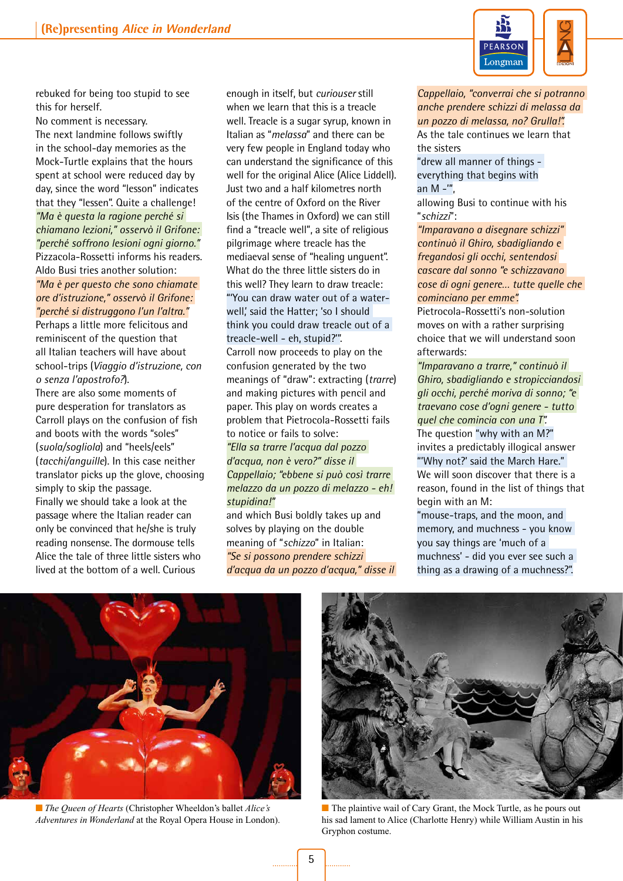rebuked for being too stupid to see this for herself.

No comment is necessary.

The next landmine follows swiftly in the school-day memories as the Mock-Turtle explains that the hours spent at school were reduced day by day, since the word "lesson" indicates that they "lessen". Quite a challenge!

*"Ma è questa la ragione perché si chiamano lezioni," osservò il Grifone: "perché soffrono lesioni ogni giorno."*

Pizzacola-Rossetti informs his readers. Aldo Busi tries another solution:

*"Ma è per questo che sono chiamate ore d'istruzione," osservò il Grifone: "perché si distruggono l'un l'altra."*

Perhaps a little more felicitous and reminiscent of the question that all Italian teachers will have about school-trips (*Viaggio d'istruzione, con o senza l'apostrofo?*).

There are also some moments of pure desperation for translators as Carroll plays on the confusion of fish and boots with the words "soles" (*suola/sogliola*) and "heels/eels" (*tacchi/anguille*). In this case neither translator picks up the glove, choosing simply to skip the passage.

Finally we should take a look at the passage where the Italian reader can only be convinced that he/she is truly reading nonsense. The dormouse tells Alice the tale of three little sisters who lived at the bottom of a well. Curious enough in itself, but *curiouser* still when we learn that this is a treacle well. Treacle is a sugar syrup, known in Italian as "*melassa*" and there can be very few people in England today who can understand the significance of this well for the original Alice (Alice Liddell). Just two and a half kilometres north of the centre of Oxford on the River Isis (the Thames in Oxford) we can still find a "treacle well", a site of religious pilgrimage where treacle has the mediaeval sense of "healing unguent". What do the three little sisters do in this well? They learn to draw treacle:

"'You can draw water out of a water-well,' said the Hatter; 'so I should think you could draw treacle out of a treacle-well - eh, stupid?'".

Carroll now proceeds to play on the confusion generated by the two meanings of "draw": extracting (*trarre*) and making pictures with pencil and paper. This play on words creates a problem that Pietrocola-Rossetti fails to notice or fails to solve:

*"Ella sa trarre l'acqua dal pozzo d'acqua, non è vero?" disse il Cappellaio; "ebbene si può così trarre melazzo da un pozzo di melazzo - eh! stupidina!"*

and which Busi boldly takes up and solves by playing on the double meaning of "*schizzo*" in Italian:

*"Se si possono prendere schizzi d'acqua da un pozzo d'acqua," disse il Cappellaio, "converrai che si potranno anche prendere schizzi di melassa da un pozzo di melassa, no? Grulla!".*

As the tale continues we learn that the sisters

"drew all manner of things - everything that begins with an M -'",

allowing Busi to continue with his "*schizzi*":

*"Imparavano a disegnare schizzi" continuò il Ghiro, sbadigliando e fregandosi gli occhi, sentendosi cascare dal sonno "e schizzavano cose di ogni genere... tutte quelle che cominciano per emme".*

Pietrocola-Rossetti's non-solution moves on with a rather surprising choice that we will understand soon afterwards:

*"Imparavano a trarre," continuò il Ghiro, sbadigliando e stropicciandosi gli occhi, perché moriva di sonno; "e traevano cose d'ogni genere - tutto quel che comincia con una T".*

The question "why with an M?" invites a predictably illogical answer

"'Why not?' said the March Hare."

We will soon discover that there is a reason, found in the list of things that begin with an M:

"mouse-traps, and the moon, and memory, and muchness - you know you say things are 'much of a muchness' - did you ever see such a thing as a drawing of a muchness?".

*The Queen of Hearts* (Christopher Wheeldon's ballet *Alice's Adventures in Wonderland* at the Royal Opera House in London).

The plaintive wail of Cary Grant, the Mock Turtle, as he pours out his sad lament to Alice (Charlotte Henry) while William Austin in his Gryphon costume.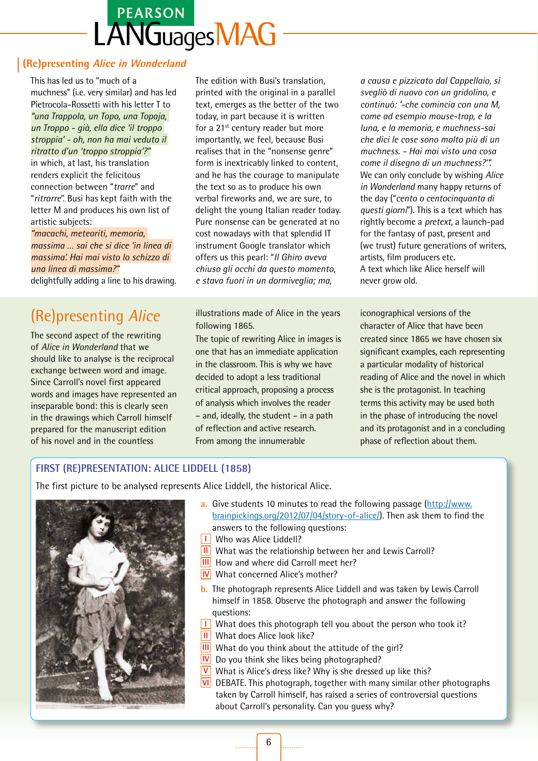## (Re)presenting *Alice in Wonderland*

This has led us to "much of a muchness" (i.e. very similar) and has led Pietrocola-Rossetti with his letter T to *"una Trappola, un Topo, una Topaja, un Troppo - già, ella dice 'il troppo stroppia' - oh, non ha mai veduto il ritratto d'un 'troppo stroppia'?"* in which, at last, his translation renders explicit the felicitous connection between "*trarre*" and "*ritrarre*". Busi has kept faith with the letter M and produces his own list of artistic subjects: *"macachi, meteoriti, memoria, massima … sai che si dice 'in linea di massima'. Hai mai visto lo schizzo di una linea di massima?"* delightfully adding a line to his drawing.

The edition with Busi's translation, printed with the original in a parallel text, emerges as the better of the two today, in part because it is written for a 21st century reader but more importantly, we feel, because Busi realises that in the "nonsense genre" form is inextricably linked to content, and he has the courage to manipulate the text so as to produce his own verbal fireworks and, we are sure, to delight the young Italian reader today. Pure nonsense can be generated at no cost nowadays with that splendid IT instrument Google translator which offers us this pearl: "*Il Ghiro aveva chiuso gli occhi da questo momento, e stava fuori in un dormiveglia; ma, a causa e pizzicato dal Cappellaio, si svegliò di nuovo con un gridolino, e continuò: '-che comincia con una M, come ad esempio mouse-trap, e la luna, e la memoria, e muchness-sai che dici le cose sono molto più di un muchness. - Hai mai visto una cosa come il disegno di un muchness?'*".

We can only conclude by wishing *Alice in Wonderland* many happy returns of the day ("*cento o centocinquanta di questi giorni*"). This is a text which has rightly become a *pretext*, a launch-pad for the fantasy of past, present and (we trust) future generations of writers, artists, film producers etc.

A text which like Alice herself will never grow old.

## (Re)presenting *Alice*

The second aspect of the rewriting of *Alice in Wonderland* that we should like to analyse is the reciprocal exchange between word and image. Since Carroll's novel first appeared words and images have represented an inseparable bond: this is clearly seen in the drawings which Carroll himself prepared for the manuscript edition of his novel and in the countless illustrations made of Alice in the years following 1865.

The topic of rewriting Alice in images is one that has an immediate application in the classroom. This is why we have decided to adopt a less traditional critical approach, proposing a process of analysis which involves the reader – and, ideally, the student – in a path of reflection and active research.

From among the innumerable iconographical versions of the character of Alice that have been created since 1865 we have chosen six significant examples, each representing a particular modality of historical reading of Alice and the novel in which she is the protagonist. In teaching terms this activity may be used both in the phase of introducing the novel and its protagonist and in a concluding phase of reflection about them.

### FIRST (RE)PRESENTATION: ALICE LIDDELL (1858)

The first picture to be analysed represents Alice Liddell, the historical Alice.

**a.** Give students 10 minutes to read the following passage (http://www.brainpickings.org/2012/07/04/story-of-alice/). Then ask them to find the answers to the following questions:

- I What was Alice Liddell?
- II What was the relationship between her and Lewis Carroll?
- III How and where did Carroll meet her?
- IV What concerned Alice's mother?

**b.** The photograph represents Alice Liddell and was taken by Lewis Carroll himself in 1858. Observe the photograph and answer the following questions:

- I What does this photograph tell you about the person who took it?
- II What does Alice look like?
- III What do you think about the attitude of the girl?
- IV Do you think she likes being photographed?
- V What is Alice's dress like? Why is she dressed up like this?
- VI DEBATE. This photograph, together with many similar other photographs taken by Carroll himself, has raised a series of controversial questions about Carroll's personality. Can you guess why?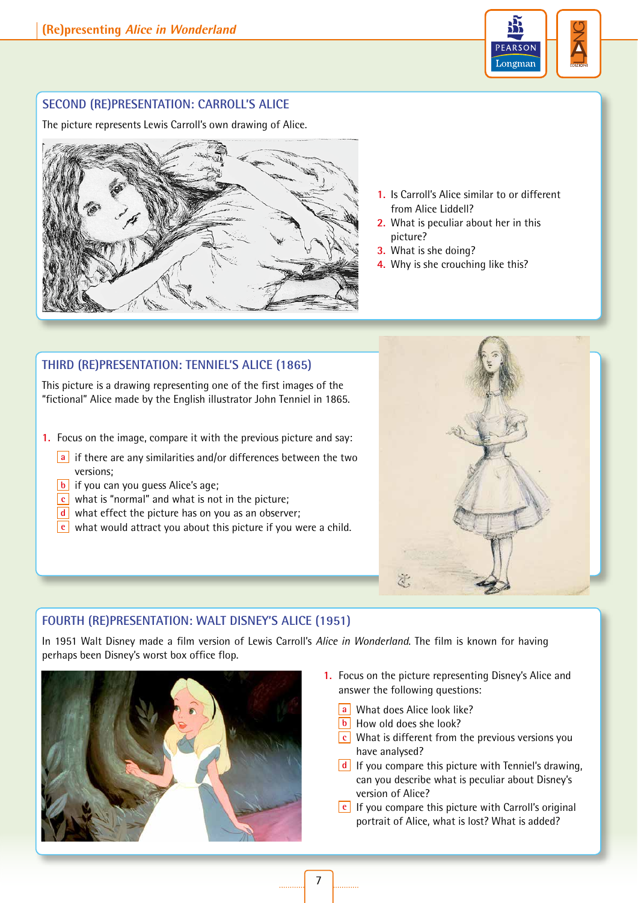## SECOND (RE)PRESENTATION: CARROLL'S ALICE

The picture represents Lewis Carroll's own drawing of Alice.

1. Is Carroll's Alice similar to or different from Alice Liddell?
2. What is peculiar about her in this picture?
3. What is she doing?
4. Why is she crouching like this?

## THIRD (RE)PRESENTATION: TENNIEL'S ALICE (1865)

This picture is a drawing representing one of the first images of the "fictional" Alice made by the English illustrator John Tenniel in 1865.

1. Focus on the image, compare it with the previous picture and say:
   - a) if there are any similarities and/or differences between the two versions;
   - b) if you can you guess Alice's age;
   - c) what is "normal" and what is not in the picture;
   - d) what effect the picture has on you as an observer;
   - e) what would attract you about this picture if you were a child.

## FOURTH (RE)PRESENTATION: WALT DISNEY'S ALICE (1951)

In 1951 Walt Disney made a film version of Lewis Carroll's *Alice in Wonderland*. The film is known for having perhaps been Disney's worst box office flop.

1. Focus on the picture representing Disney's Alice and answer the following questions:
   - a) What does Alice look like?
   - b) How old does she look?
   - c) What is different from the previous versions you have analysed?
   - d) If you compare this picture with Tenniel's drawing, can you describe what is peculiar about Disney's version of Alice?
   - e) If you compare this picture with Carroll's original portrait of Alice, what is lost? What is added?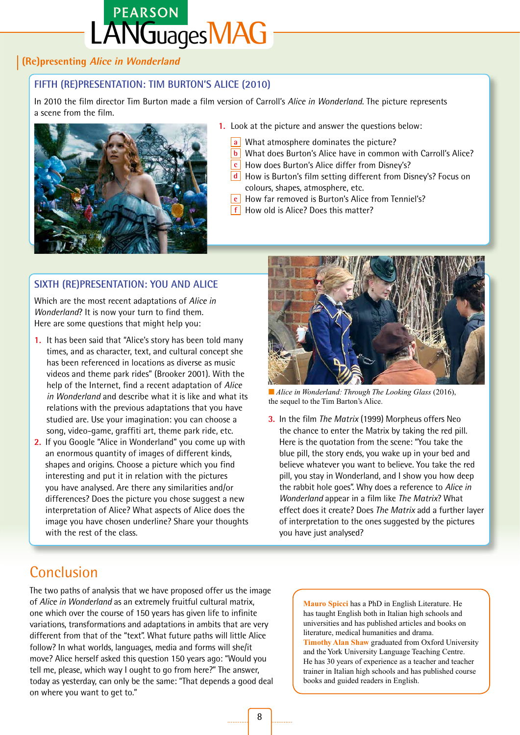## (Re)presenting *Alice in Wonderland*

### FIFTH (RE)PRESENTATION: TIM BURTON'S ALICE (2010)

In 2010 the film director Tim Burton made a film version of Carroll's *Alice in Wonderland*. The picture represents a scene from the film.

1. Look at the picture and answer the questions below:

   a. What atmosphere dominates the picture?
   b. What does Burton's Alice have in common with Carroll's Alice?
   c. How does Burton's Alice differ from Disney's?
   d. How is Burton's film setting different from Disney's? Focus on colours, shapes, atmosphere, etc.
   e. How far removed is Burton's Alice from Tenniel's?
   f. How old is Alice? Does this matter?

### SIXTH (RE)PRESENTATION: YOU AND ALICE

Which are the most recent adaptations of *Alice in Wonderland*? It is now your turn to find them.
Here are some questions that might help you:

1. It has been said that "Alice's story has been told many times, and as character, text, and cultural concept she has been referenced in locations as diverse as music videos and theme park rides" (Brooker 2001). With the help of the Internet, find a recent adaptation of *Alice in Wonderland* and describe what it is like and what its relations with the previous adaptations that you have studied are. Use your imagination: you can choose a song, video-game, graffiti art, theme park ride, etc.
2. If you Google "Alice in Wonderland" you come up with an enormous quantity of images of different kinds, shapes and origins. Choose a picture which you find interesting and put it in relation with the pictures you have analysed. Are there any similarities and/or differences? Does the picture you chose suggest a new interpretation of Alice? What aspects of Alice does the image you have chosen underline? Share your thoughts with the rest of the class.

*Alice in Wonderland: Through The Looking Glass* (2016), the sequel to the Tim Barton's Alice.

3. In the film *The Matrix* (1999) Morpheus offers Neo the chance to enter the Matrix by taking the red pill. Here is the quotation from the scene: "You take the blue pill, the story ends, you wake up in your bed and believe whatever you want to believe. You take the red pill, you stay in Wonderland, and I show you how deep the rabbit hole goes". Why does a reference to *Alice in Wonderland* appear in a film like *The Matrix*? What effect does it create? Does *The Matrix* add a further layer of interpretation to the ones suggested by the pictures you have just analysed?

## Conclusion

The two paths of analysis that we have proposed offer us the image of *Alice in Wonderland* as an extremely fruitful cultural matrix, one which over the course of 150 years has given life to infinite variations, transformations and adaptations in ambits that are very different from that of the "text". What future paths will little Alice follow? In what worlds, languages, media and forms will she/it move? Alice herself asked this question 150 years ago: "Would you tell me, please, which way I ought to go from here?" The answer, today as yesterday, can only be the same: "That depends a good deal on where you want to get to."

**Mauro Spicci** has a PhD in English Literature. He has taught English both in Italian high schools and universities and has published articles and books on literature, medical humanities and drama.
**Timothy Alan Shaw** graduated from Oxford University and the York University Language Teaching Centre. He has 30 years of experience as a teacher and teacher trainer in Italian high schools and has published course books and guided readers in English.